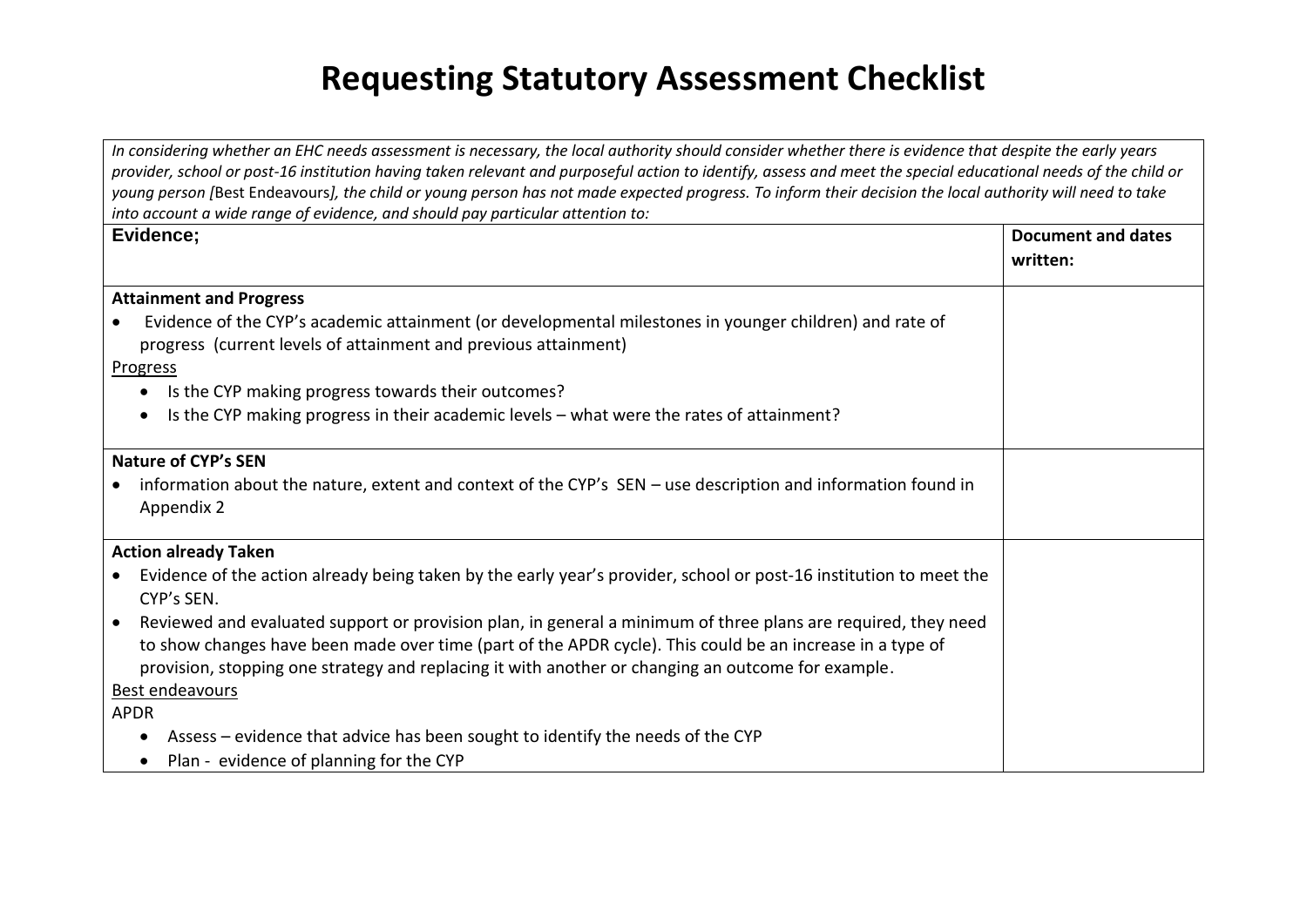# Requesting Statutory Assessment Checklist

| *In considering whether an EHC needs assessment is necessary, the local authority should consider whether there is evidence that despite the early years provider, school or post-16 institution having taken relevant and purposeful action to identify, assess and meet the special educational needs of the child or young person [*Best Endeavours*], the child or young person has not made expected progress. To inform their decision the local authority will need to take into account a wide range of evidence, and should pay particular attention to:* | |
|---|---|
| **Evidence;** | **Document and dates written:** |
| **Attainment and Progress**<br>• Evidence of the CYP's academic attainment (or developmental milestones in younger children) and rate of progress (current levels of attainment and previous attainment)<br>Progress<br>• Is the CYP making progress towards their outcomes?<br>• Is the CYP making progress in their academic levels – what were the rates of attainment? | |
| **Nature of CYP's SEN**<br>• information about the nature, extent and context of the CYP's SEN – use description and information found in Appendix 2 | |
| **Action already Taken**<br>• Evidence of the action already being taken by the early year's provider, school or post-16 institution to meet the CYP's SEN.<br>• Reviewed and evaluated support or provision plan, in general a minimum of three plans are required, they need to show changes have been made over time (part of the APDR cycle). This could be an increase in a type of provision, stopping one strategy and replacing it with another or changing an outcome for example.<br>Best endeavours<br>APDR<br>• Assess – evidence that advice has been sought to identify the needs of the CYP<br>• Plan - evidence of planning for the CYP | |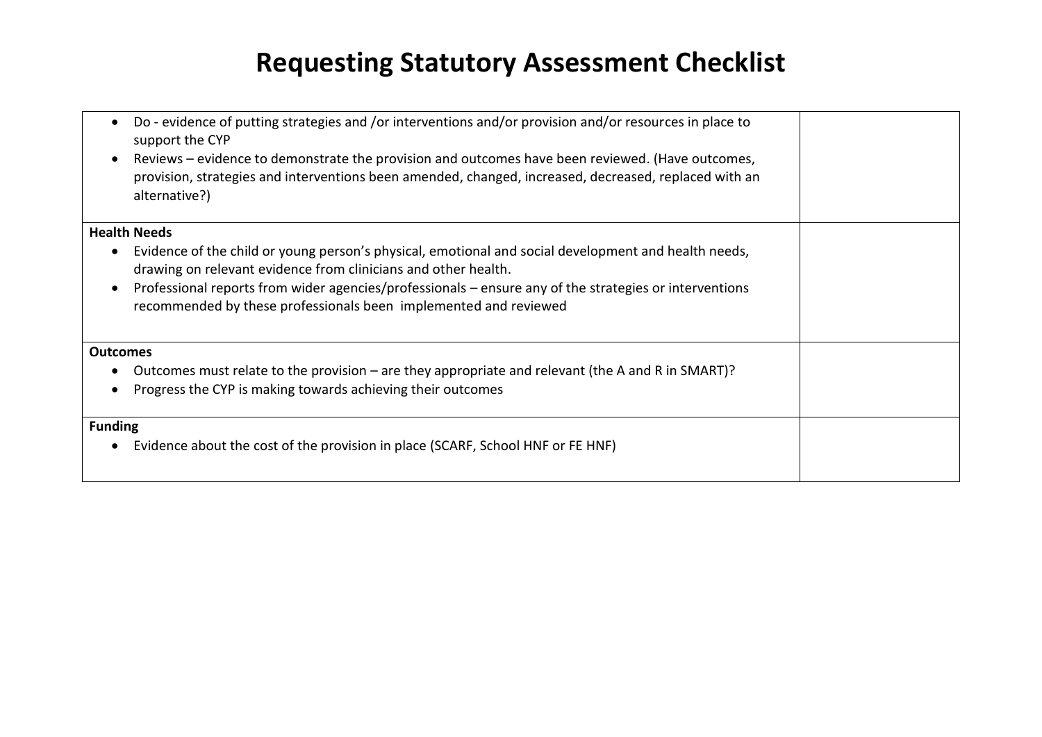# Requesting Statutory Assessment Checklist

| | |
|---|---|
| • Do - evidence of putting strategies and /or interventions and/or provision and/or resources in place to support the CYP<br>• Reviews – evidence to demonstrate the provision and outcomes have been reviewed. (Have outcomes, provision, strategies and interventions been amended, changed, increased, decreased, replaced with an alternative?) | |
| **Health Needs**<br>• Evidence of the child or young person's physical, emotional and social development and health needs, drawing on relevant evidence from clinicians and other health.<br>• Professional reports from wider agencies/professionals – ensure any of the strategies or interventions recommended by these professionals been implemented and reviewed | |
| **Outcomes**<br>• Outcomes must relate to the provision – are they appropriate and relevant (the A and R in SMART)?<br>• Progress the CYP is making towards achieving their outcomes | |
| **Funding**<br>• Evidence about the cost of the provision in place (SCARF, School HNF or FE HNF) | |